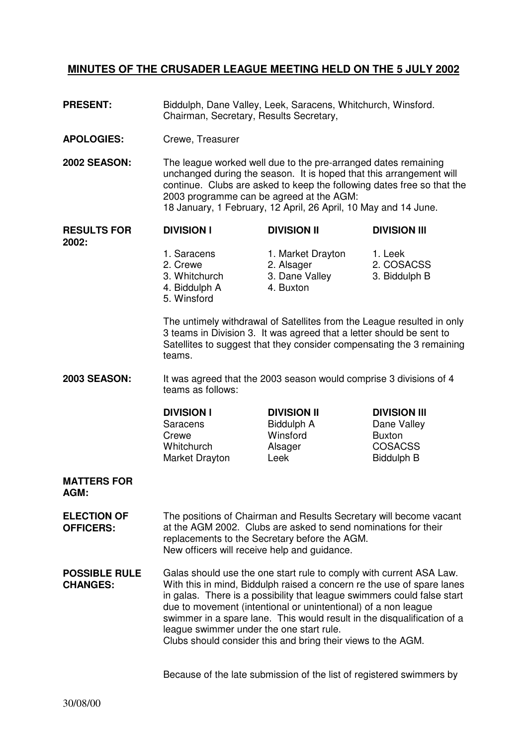# MINUTES OF THE CRUSADER LEAGUE MEETING HELD ON THE 5 JULY 2002

**PRESENT:** Biddulph, Dane Valley, Leek, Saracens, Whitchurch, Winsford. Chairman, Secretary, Results Secretary,

**APOLOGIES:** Crewe, Treasurer

**2002 SEASON:** The league worked well due to the pre-arranged dates remaining unchanged during the season. It is hoped that this arrangement will continue. Clubs are asked to keep the following dates free so that the 2003 programme can be agreed at the AGM:
18 January, 1 February, 12 April, 26 April, 10 May and 14 June.

**RESULTS FOR 2002:**

| DIVISION I | DIVISION II | DIVISION III |
|---|---|---|
| 1. Saracens | 1. Market Drayton | 1. Leek |
| 2. Crewe | 2. Alsager | 2. COSACSS |
| 3. Whitchurch | 3. Dane Valley | 3. Biddulph B |
| 4. Biddulph A | 4. Buxton | |
| 5. Winsford | | |

The untimely withdrawal of Satellites from the League resulted in only 3 teams in Division 3. It was agreed that a letter should be sent to Satellites to suggest that they consider compensating the 3 remaining teams.

**2003 SEASON:** It was agreed that the 2003 season would comprise 3 divisions of 4 teams as follows:

| DIVISION I | DIVISION II | DIVISION III |
|---|---|---|
| Saracens | Biddulph A | Dane Valley |
| Crewe | Winsford | Buxton |
| Whitchurch | Alsager | COSACSS |
| Market Drayton | Leek | Biddulph B |

**MATTERS FOR AGM:**

**ELECTION OF OFFICERS:** The positions of Chairman and Results Secretary will become vacant at the AGM 2002. Clubs are asked to send nominations for their replacements to the Secretary before the AGM.
New officers will receive help and guidance.

**POSSIBLE RULE CHANGES:** Galas should use the one start rule to comply with current ASA Law. With this in mind, Biddulph raised a concern re the use of spare lanes in galas. There is a possibility that league swimmers could false start due to movement (intentional or unintentional) of a non league swimmer in a spare lane. This would result in the disqualification of a league swimmer under the one start rule.
Clubs should consider this and bring their views to the AGM.

Because of the late submission of the list of registered swimmers by

30/08/00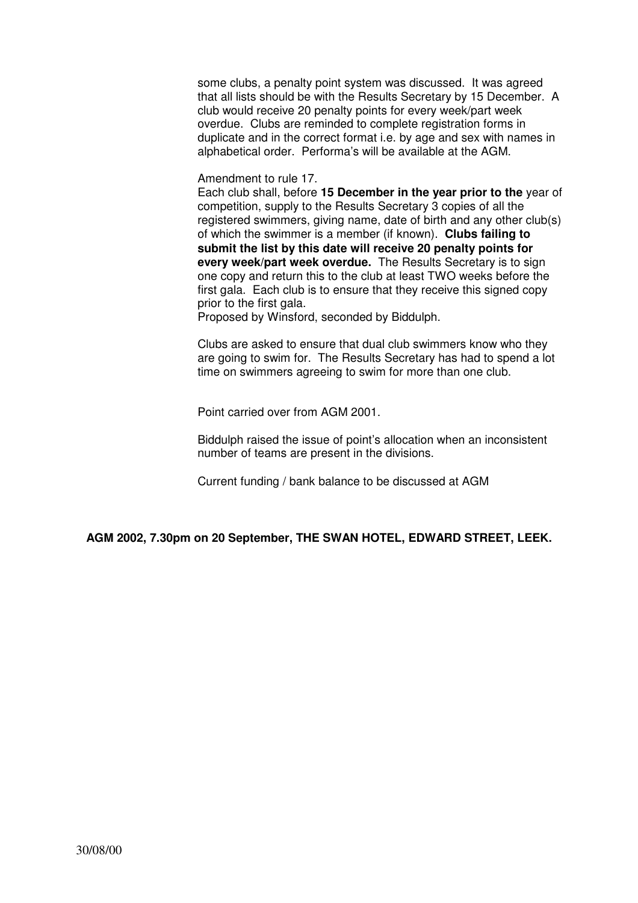some clubs, a penalty point system was discussed. It was agreed that all lists should be with the Results Secretary by 15 December. A club would receive 20 penalty points for every week/part week overdue. Clubs are reminded to complete registration forms in duplicate and in the correct format i.e. by age and sex with names in alphabetical order. Performa's will be available at the AGM.

Amendment to rule 17.

Each club shall, before **15 December in the year prior to the** year of competition, supply to the Results Secretary 3 copies of all the registered swimmers, giving name, date of birth and any other club(s) of which the swimmer is a member (if known). **Clubs failing to submit the list by this date will receive 20 penalty points for every week/part week overdue.** The Results Secretary is to sign one copy and return this to the club at least TWO weeks before the first gala. Each club is to ensure that they receive this signed copy prior to the first gala.

Proposed by Winsford, seconded by Biddulph.

Clubs are asked to ensure that dual club swimmers know who they are going to swim for. The Results Secretary has had to spend a lot time on swimmers agreeing to swim for more than one club.

Point carried over from AGM 2001.

Biddulph raised the issue of point's allocation when an inconsistent number of teams are present in the divisions.

Current funding / bank balance to be discussed at AGM

**AGM 2002, 7.30pm on 20 September, THE SWAN HOTEL, EDWARD STREET, LEEK.**